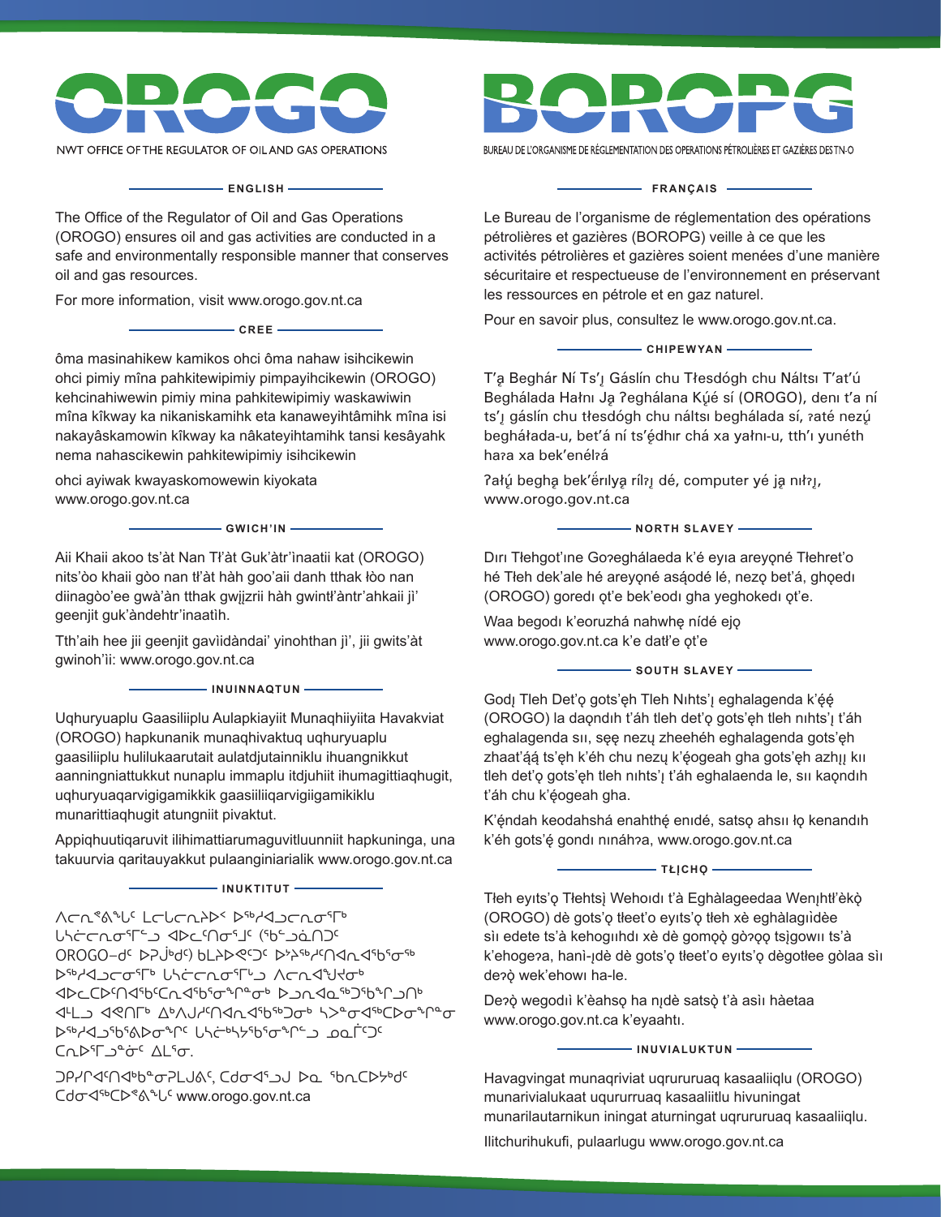# OROGO

NWT OFFICE OF THE REGULATOR OF OIL AND GAS OPERATIONS

## ENGLISH

The Office of the Regulator of Oil and Gas Operations (OROGO) ensures oil and gas activities are conducted in a safe and environmentally responsible manner that conserves oil and gas resources.

For more information, visit www.orogo.gov.nt.ca

## CREE

ôma masinahikew kamikos ohci ôma nahaw isihcikewin ohci pimiy mîna pahkitewipimiy pimpayihcikewin (OROGO) kehcinahiwewin pimiy mina pahkitewipimiy waskawiwin mîna kîkway ka nikaniskamihk eta kanaweyihtâmihk mîna isi nakayâskamowin kîkway ka nâkateyihtamihk tansi kesâyahk nema nahascikewin pahkitewipimiy isihcikewin

ohci ayiwak kwayaskomowewin kiyokata www.orogo.gov.nt.ca

## GWICH'IN

Aii Khaii akoo ts'àt Nan Tł'àt Guk'àtr'ìnaatii kat (OROGO) nits'òo khaii gòo nan tł'àt hàh goo'aii danh tthak łòo nan diinagòo'ee gwà'àn tthak gwįįzrii hàh gwintł'àntr'ahkaii jì' geenjit guk'àndehtr'inaatìh.

Tth'aih hee jii geenjit gavìidàndai' yinohthan jì', jii gwits'àt gwinoh'ìi: www.orogo.gov.nt.ca

## INUINNAQTUN

Uqhuryuaplu Gaasiliiplu Aulapkiayiit Munaqhiiyiita Havakviat (OROGO) hapkunanik munaqhivaktuq uqhuryuaplu gaasiliiplu hulilukaarutait aulatdjutainniklu ihuangnikkut aanningniattukkut nunaplu immaplu itdjuhiit ihumagittiaqhugit, uqhuryuaqarvigigamikkik gaasiiliiqarvigiigamikiklu munarittiaqhugit atungniit pivaktut.

Appiqhuutiqaruvit ilihimattiarumaguvitluunniit hapkuninga, una takuurvia qaritauyakkut pulaanginiarialik www.orogo.gov.nt.ca

## INUKTITUT

ᐱᑕᕆᖅᑲᖅᑐᑦ ᒪᓕᒐᓕᕆᔨᐅᑉ ᐅᖅᓱᐊᓗᓕᕆᓂᕐᒥᒃ ᒐᓴᓕᕆᓂᕐᒥᓪᓗ ᐊᐅᓚᑦᑎᓂᕐᒧᑦ (ᖃᑦᑐᓈᑎᑐᑦ OROGO–ᑯᑦ ᐅᕈᒫᒃᑯᑦ) ᑲᒪᔾᐅᕙᑦᑐᑦ ᐅᔾᔨᖅᓱᐃᑦᑎᐊᕆᐊᖃᕐᓂᖅ ᐅᖅᓱᐊᓗᓂᕐᒥᒃ ᒐᓴᓕᕆᓂᕐᒥᓪᓗ ᐱᓕᕆᐊᖑᔪᒃ ᐊᐅᓚᑕᐅᑦᑎᐊᕐᑕᕆᐊᖃᕐᓂᖓᓂᒃ ᐅᓗᕆᐊᓇᖏᑦᑐᖕᒋᓪᓗᑎᒃ ᐊᒻᒪᓗ ᐊᕙᑎᒥᒃ ᐃᒃᐱᒍᓱᑦᑎᐊᕆᐊᖃᖅᑐᓂᒃ ᓴᐳᓐᓂᐊᖅᑕᐅᓂᖓᓐᓂᒃ ᐅᖅᓱᐊᓗᖅᕕᐅᓂᖏᑦ ᒐᓴᖅᕐᔭᖅᕐᓂᖏᓪᓗ ᓄᓇᒥᑦᑐᑦ ᑕᕆᐅᕐᒥᐅᓈᑦ ᐃᒪᕐᓂ.

ᑐᑭᓯᐊᑦᑎᐊᒃᑲᓐᓂᕈᒪᒍᕕᑦ, ᑕᑯᓂᐊᕐᓗᒍ ᐅᓇ ᖃᕆᑕᐅᔭᒃᑯᑦ ᑕᑯᓂᐊᖅᑕᐅᕙᖕᒪᑦ www.orogo.gov.nt.ca

# BOROPG

BUREAU DE L'ORGANISME DE RÉGLEMENTATION DES OPERATIONS PÉTROLIÈRES ET GAZIÈRES DES TN-O

## FRANÇAIS

Le Bureau de l'organisme de réglementation des opérations pétrolières et gazières (BOROPG) veille à ce que les activités pétrolières et gazières soient menées d'une manière sécuritaire et respectueuse de l'environnement en préservant les ressources en pétrole et en gaz naturel.

Pour en savoir plus, consultez le www.orogo.gov.nt.ca.

## CHIPEWYAN

T'ą Beghár Ní Ts'į Gáslín chu Tłesdógh chu Náltsı T'at'ú Beghálada Hałnı Ją ʔeghálana Kų́é sí (OROGO), denı t'a ní ts'į gáslín chu tłesdógh chu náltsı beghálada sí, ʔaté nezų́ beghálada-u, bet'á ní ts'ę́dhır chá xa yałnı-u, tth'ı yunéth haʔa xa bek'enélʔá

ʔałų́ beghą bek'ë́rılyą rílʔį dé, computer yé ją nıłʔį, www.orogo.gov.nt.ca

## NORTH SLAVEY

Dırı Tłehgot'ıne Goʔeghálaeda k'é eyıa areyǫné Tłehret'o hé Tłeh dek'ale hé areyǫné asą́odé lé, nezǫ bet'á, ghǫedı (OROGO) goredı ǫt'e bek'eodı gha yeghokedı ǫt'e.

Waa begodı k'eoruzhá nahwhę nídé ejǫ www.orogo.gov.nt.ca k'e datł'e ǫt'e

## SOUTH SLAVEY

Godį Tleh Det'ǫ gots'ęh Tleh Nıhts'į eghalagenda k'ę́ę́ (OROGO) la daǫndıh t'áh tleh det'ǫ gots'ęh tleh nıhts'į t'áh eghalagenda sıı, sęę nezų zheehéh eghalagenda gots'ęh zhaat'ą́ą́ ts'ęh k'éh chu nezų k'ę́ogeah gha gots'ęh azhįį kıı tleh det'ǫ gots'ęh tleh nıhts'į t'áh eghalaenda le, sıı kaǫndıh t'áh chu k'ę́ogeah gha.

K'ę́ndah keodahshá enahthę́ enıdé, satsǫ ahsıı łǫ kenandıh k'éh gots'ę́ gondı nınáhʔa, www.orogo.gov.nt.ca

## TŁĮCHǪ

Tłeh eyıts'ǫ Tłehtsį Wehoıdı t'à Eghàlageedaa Wenįhtł'èkǫ (OROGO) dè gots'ǫ tłeet'o eyıts'ǫ tłeh xè eghàlagıìdèe sìı edete ts'à kehogııhdı xè dè gomǫǫ̀ gòʔǫǫ tsįgowıı ts'à k'ehogeʔa, hanì-įdè dè gots'ǫ tłeet'o eyıts'ǫ dègotłee gòlaa sìı deʔǫ̀ wek'ehowı ha-le.

Deʔǫ̀ wegodıì k'èahsǫ ha nįdè satsǫ̀ t'à asìı hàetaa www.orogo.gov.nt.ca k'eyaahtı.

## INUVIALUKTUN

Havagvingat munaqriviat uqrururuaq kasaaliiqlu (OROGO) munarivialukaat uqrururuaq kasaaliitlu hivuningat munarilautarnikun iningat aturningat uqrururuaq kasaaliiqlu.

Ilitchurihukufi, pulaarlugu www.orogo.gov.nt.ca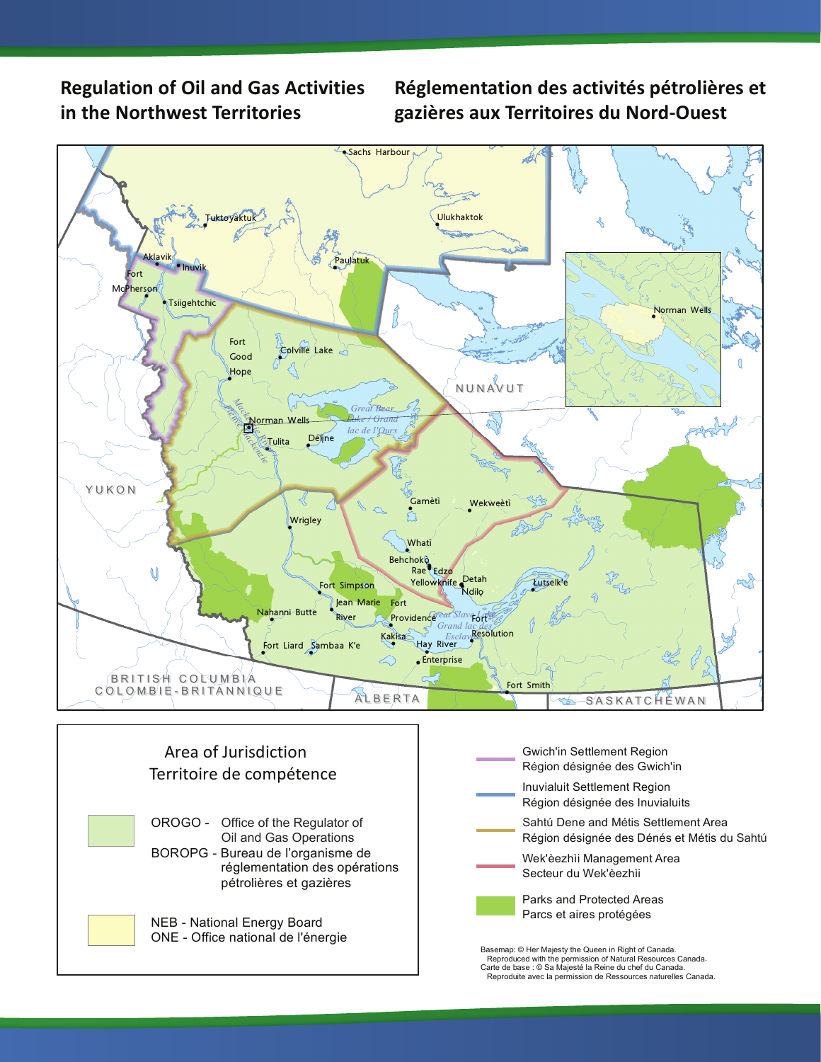# Regulation of Oil and Gas Activities in the Northwest Territories

# Réglementation des activités pétrolières et gazières aux Territoires du Nord-Ouest

Sachs Harbour
Tuktoyaktuk
Ulukhaktok
Aklavik
Inuvik
Paulatuk
Fort McPherson
Tsiigehtchic
Norman Wells
Fort Good Hope
Colville Lake
NUNAVUT
Great Bear Lake / Grand lac de l'Ours
Norman Wells
Tulita
Délı̨nę
YUKON
Gamètì
Wekweètì
Wrigley
Whatì
Behchokǫ̀
Rae
Edzo
Yellowknife
Detah
Ndilǫ
Łutselk'e
Fort Simpson
Jean Marie River
Fort Providence
Nahanni Butte
Great Slave Lake / Grand lac des Esclaves
Fort Resolution
Kakisa
Hay River
Fort Liard
Sambaa K'e
Enterprise
Fort Smith
BRITISH COLUMBIA
COLOMBIE-BRITANNIQUE
ALBERTA
SASKATCHEWAN

## Area of Jurisdiction
## Territoire de compétence

OROGO - Office of the Regulator of Oil and Gas Operations
BOROPG - Bureau de l'organisme de réglementation des opérations pétrolières et gazières

NEB - National Energy Board
ONE - Office national de l'énergie

Gwich'in Settlement Region
Région désignée des Gwich'in

Inuvialuit Settlement Region
Région désignée des Inuvialuits

Sahtú Dene and Métis Settlement Area
Région désignée des Dénés et Métis du Sahtú

Wek'èezhìi Management Area
Secteur du Wek'èezhìi

Parks and Protected Areas
Parcs et aires protégées

Basemap: © Her Majesty the Queen in Right of Canada.
Reproduced with the permission of Natural Resources Canada.
Carte de base : © Sa Majesté la Reine du chef du Canada.
Reproduite avec la permission de Ressources naturelles Canada.